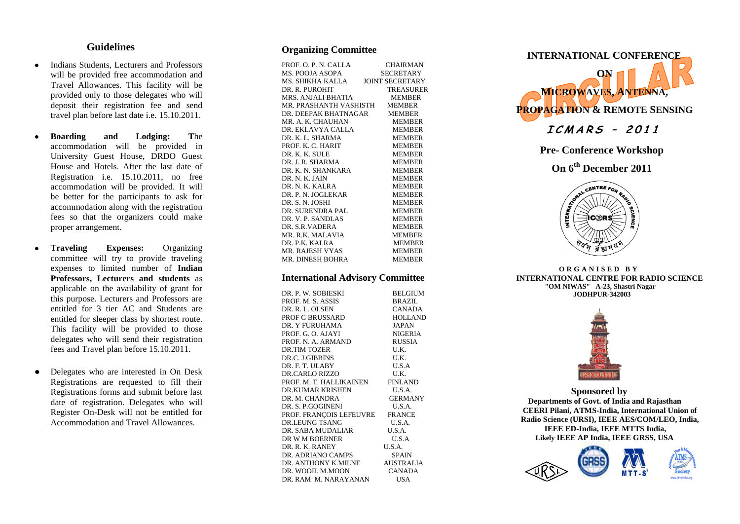## Guidelines

- Indians Students, Lecturers and Professors will be provided free accommodation and Travel Allowances. This facility will be provided only to those delegates who will deposit their registration fee and send travel plan before last date i.e. 15.10.2011.
- **Boarding and Lodging: T**he accommodation will be provided in University Guest House, DRDO Guest House and Hotels. After the last date of Registration i.e. 15.10.2011, no free accommodation will be provided. It will be better for the participants to ask for accommodation along with the registration fees so that the organizers could make proper arrangement.
- **Traveling Expenses:** Organizing committee will try to provide traveling expenses to limited number of **Indian Professors, Lecturers and students** as applicable on the availability of grant for this purpose. Lecturers and Professors are entitled for 3 tier AC and Students are entitled for sleeper class by shortest route. This facility will be provided to those delegates who will send their registration fees and Travel plan before 15.10.2011.
- Delegates who are interested in On Desk Registrations are requested to fill their Registrations forms and submit before last date of registration. Delegates who will Register On-Desk will not be entitled for Accommodation and Travel Allowances.

## Organizing Committee

| | |
|---|---|
| PROF. O. P. N. CALLA | CHAIRMAN |
| MS. POOJA ASOPA | SECRETARY |
| MS. SHIKHA KALLA | JOINT SECRETARY |
| DR. R. PUROHIT | TREASURER |
| MRS. ANJALI BHATIA | MEMBER |
| MR. PRASHANTH VASHISTH | MEMBER |
| DR. DEEPAK BHATNAGAR | MEMBER |
| MR. A. K. CHAUHAN | MEMBER |
| DR. EKLAVYA CALLA | MEMBER |
| DR. K. L. SHARMA | MEMBER |
| PROF. K. C. HARIT | MEMBER |
| DR. K. K. SULE | MEMBER |
| DR. J. R. SHARMA | MEMBER |
| DR. K. N. SHANKARA | MEMBER |
| DR. N. K. JAIN | MEMBER |
| DR. N. K. KALRA | MEMBER |
| DR. P. N. JOGLEKAR | MEMBER |
| DR. S. N. JOSHI | MEMBER |
| DR. SURENDRA PAL | MEMBER |
| DR. V. P. SANDLAS | MEMBER |
| DR. S.R.VADERA | MEMBER |
| MR. R.K. MALAVIA | MEMBER |
| DR. P.K. KALRA | MEMBER |
| MR. RAJESH VYAS | MEMBER |
| MR. DINESH BOHRA | MEMBER |

## International Advisory Committee

| | |
|---|---|
| DR. P. W. SOBIESKI | BELGIUM |
| PROF. M. S. ASSIS | BRAZIL |
| DR. R. L. OLSEN | CANADA |
| PROF G BRUSSARD | HOLLAND |
| DR. Y FURUHAMA | JAPAN |
| PROF. G. O. AJAYI | NIGERIA |
| PROF. N. A. ARMAND | RUSSIA |
| DR.TIM TOZER | U.K. |
| DR.C. J.GIBBINS | U.K. |
| DR. F. T. ULABY | U.S.A |
| DR.CARLO RIZZO | U.K. |
| PROF. M. T. HALLIKAINEN | FINLAND |
| DR.KUMAR KRISHEN | U.S.A. |
| DR. M. CHANDRA | GERMANY |
| DR. S. P.GOGINENI | U.S.A. |
| PROF. FRANÇOIS LEFEUVRE | FRANCE |
| DR.LEUNG TSANG | U.S.A. |
| DR. SABA MUDALIAR | U.S.A. |
| DR W M BOERNER | U.S.A |
| DR. R. K. RANEY | U.S.A. |
| DR. ADRIANO CAMPS | SPAIN |
| DR. ANTHONY K.MILNE | AUSTRALIA |
| DR. WOOIL M.MOON | CANADA |
| DR. RAM M. NARAYANAN | USA |

# INTERNATIONAL CONFERENCE ON MICROWAVES, ANTENNA, PROPAGATION & REMOTE SENSING

CIRCULAR

## *ICMARS – 2011*

### Pre- Conference Workshop

### On 6th December 2011

INTERNATIONAL CENTRE FOR RADIO SCIENCE — ICRS — सर्वम् ब्रह्ममयम्

**ORGANISED BY**
**INTERNATIONAL CENTRE FOR RADIO SCIENCE**
**"OM NIWAS" A-23, Shastri Nagar**
**JODHPUR-342003**

ICMARS 2011

### Sponsored by

**Departments of Govt. of India and Rajasthan**
**CEERI Pilani, ATMS-India, International Union of Radio Science (URSI), IEEE AES/COM/LEO, India, IEEE ED-India, IEEE MTTS India,**
Likely **IEEE AP India, IEEE GRSS, USA**

URSI · GRSS · MTT-S · ATMS Society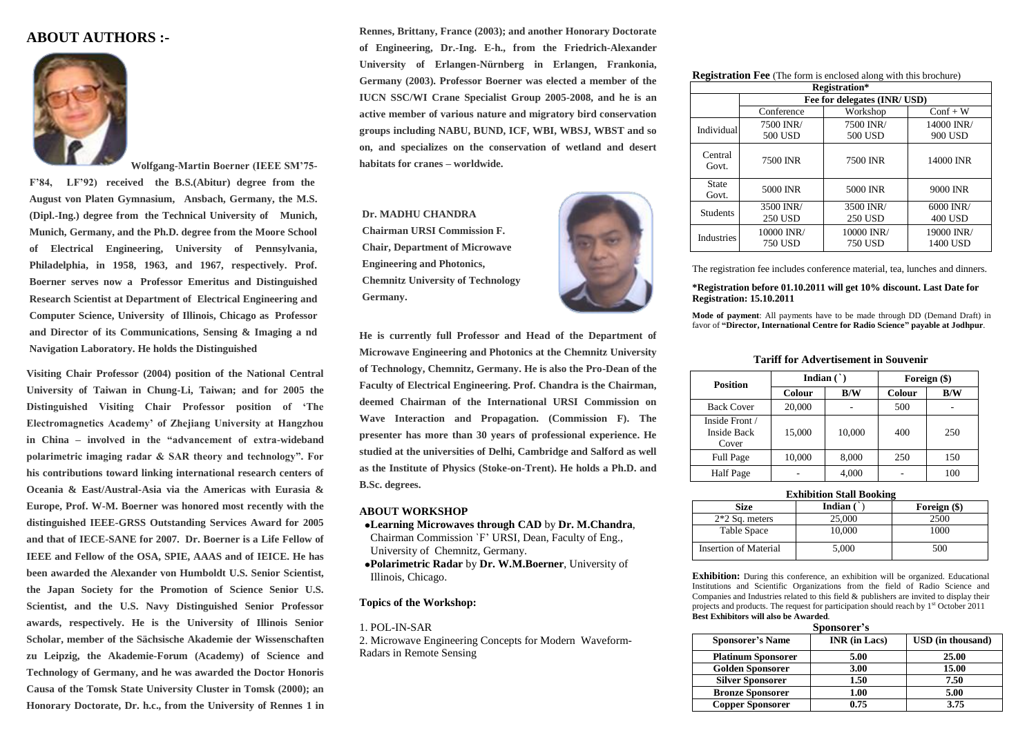## ABOUT AUTHORS :-

**Wolfgang-Martin Boerner (IEEE SM'75-F'84, LF'92) received the B.S.(Abitur) degree from the August von Platen Gymnasium, Ansbach, Germany, the M.S. (Dipl.-Ing.) degree from the Technical University of Munich, Munich, Germany, and the Ph.D. degree from the Moore School of Electrical Engineering, University of Pennsylvania, Philadelphia, in 1958, 1963, and 1967, respectively. Prof. Boerner serves now a Professor Emeritus and Distinguished Research Scientist at Department of Electrical Engineering and Computer Science, University of Illinois, Chicago as Professor and Director of its Communications, Sensing & Imaging a nd Navigation Laboratory. He holds the Distinguished**

**Visiting Chair Professor (2004) position of the National Central University of Taiwan in Chung-Li, Taiwan; and for 2005 the Distinguished Visiting Chair Professor position of 'The Electromagnetics Academy' of Zhejiang University at Hangzhou in China – involved in the "advancement of extra-wideband polarimetric imaging radar & SAR theory and technology". For his contributions toward linking international research centers of Oceania & East/Austral-Asia via the Americas with Eurasia & Europe, Prof. W-M. Boerner was honored most recently with the distinguished IEEE-GRSS Outstanding Services Award for 2005 and that of IECE-SANE for 2007. Dr. Boerner is a Life Fellow of IEEE and Fellow of the OSA, SPIE, AAAS and of IEICE. He has been awarded the Alexander von Humboldt U.S. Senior Scientist, the Japan Society for the Promotion of Science Senior U.S. Scientist, and the U.S. Navy Distinguished Senior Professor awards, respectively. He is the University of Illinois Senior Scholar, member of the Sächsische Akademie der Wissenschaften zu Leipzig, the Akademie-Forum (Academy) of Science and Technology of Germany, and he was awarded the Doctor Honoris Causa of the Tomsk State University Cluster in Tomsk (2000); an Honorary Doctorate, Dr. h.c., from the University of Rennes 1 in Rennes, Brittany, France (2003); and another Honorary Doctorate of Engineering, Dr.-Ing. E-h., from the Friedrich-Alexander University of Erlangen-Nürnberg in Erlangen, Frankonia, Germany (2003). Professor Boerner was elected a member of the IUCN SSC/WI Crane Specialist Group 2005-2008, and he is an active member of various nature and migratory bird conservation groups including NABU, BUND, ICF, WBI, WBSJ, WBST and so on, and specializes on the conservation of wetland and desert habitats for cranes – worldwide.**

**Dr. MADHU CHANDRA**
**Chairman URSI Commission F.**
**Chair, Department of Microwave Engineering and Photonics,**
**Chemnitz University of Technology Germany.**

**He is currently full Professor and Head of the Department of Microwave Engineering and Photonics at the Chemnitz University of Technology, Chemnitz, Germany. He is also the Pro-Dean of the Faculty of Electrical Engineering. Prof. Chandra is the Chairman, deemed Chairman of the International URSI Commission on Wave Interaction and Propagation. (Commission F). The presenter has more than 30 years of professional experience. He studied at the universities of Delhi, Cambridge and Salford as well as the Institute of Physics (Stoke-on-Trent). He holds a Ph.D. and B.Sc. degrees.**

### ABOUT WORKSHOP

- **Learning Microwaves through CAD** by **Dr. M.Chandra**, Chairman Commission `F' URSI, Dean, Faculty of Eng., University of Chemnitz, Germany.
- **Polarimetric Radar** by **Dr. W.M.Boerner**, University of Illinois, Chicago.

**Topics of the Workshop:**

1. POL-IN-SAR
2. Microwave Engineering Concepts for Modern Waveform-Radars in Remote Sensing

**Registration Fee** (The form is enclosed along with this brochure)

| Registration* | | | |
|---|---|---|---|
| | Fee for delegates (INR/ USD) | | |
| | Conference | Workshop | Conf + W |
| Individual | 7500 INR/ 500 USD | 7500 INR/ 500 USD | 14000 INR/ 900 USD |
| Central Govt. | 7500 INR | 7500 INR | 14000 INR |
| State Govt. | 5000 INR | 5000 INR | 9000 INR |
| Students | 3500 INR/ 250 USD | 3500 INR/ 250 USD | 6000 INR/ 400 USD |
| Industries | 10000 INR/ 750 USD | 10000 INR/ 750 USD | 19000 INR/ 1400 USD |

The registration fee includes conference material, tea, lunches and dinners.

**\*Registration before 01.10.2011 will get 10% discount. Last Date for Registration: 15.10.2011**

**Mode of payment**: All payments have to be made through DD (Demand Draft) in favor of **"Director, International Centre for Radio Science" payable at Jodhpur**.

**Tariff for Advertisement in Souvenir**

| Position | Indian (`) | | Foreign ($) | |
|---|---|---|---|---|
| | Colour | B/W | Colour | B/W |
| Back Cover | 20,000 | - | 500 | - |
| Inside Front / Inside Back Cover | 15,000 | 10,000 | 400 | 250 |
| Full Page | 10,000 | 8,000 | 250 | 150 |
| Half Page | - | 4,000 | - | 100 |

**Exhibition Stall Booking**

| Size | Indian (`) | Foreign ($) |
|---|---|---|
| 2*2 Sq. meters | 25,000 | 2500 |
| Table Space | 10,000 | 1000 |
| Insertion of Material | 5,000 | 500 |

**Exhibition:** During this conference, an exhibition will be organized. Educational Institutions and Scientific Organizations from the field of Radio Science and Companies and Industries related to this field & publishers are invited to display their projects and products. The request for participation should reach by 1st October 2011 **Best Exhibitors will also be Awarded**.

**Sponsorer's**

| Sponsorer's Name | INR (in Lacs) | USD (in thousand) |
|---|---|---|
| **Platinum Sponsorer** | **5.00** | **25.00** |
| **Golden Sponsorer** | **3.00** | **15.00** |
| **Silver Sponsorer** | **1.50** | **7.50** |
| **Bronze Sponsorer** | **1.00** | **5.00** |
| **Copper Sponsorer** | **0.75** | **3.75** |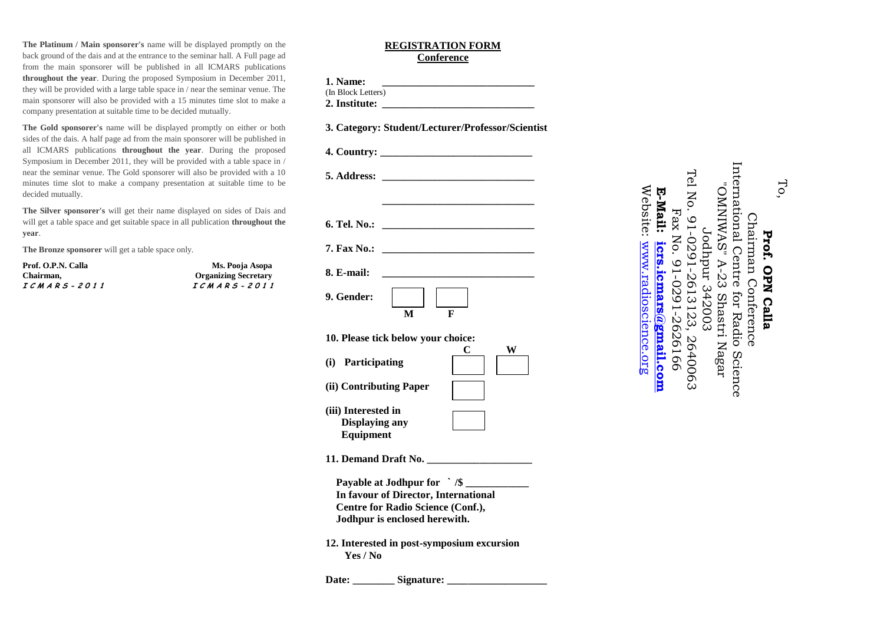**The Platinum / Main sponsorer's** name will be displayed promptly on the back ground of the dais and at the entrance to the seminar hall. A Full page ad from the main sponsorer will be published in all ICMARS publications **throughout the year**. During the proposed Symposium in December 2011, they will be provided with a large table space in / near the seminar venue. The main sponsorer will also be provided with a 15 minutes time slot to make a company presentation at suitable time to be decided mutually.

**The Gold sponsorer's** name will be displayed promptly on either or both sides of the dais. A half page ad from the main sponsorer will be published in all ICMARS publications **throughout the year**. During the proposed Symposium in December 2011, they will be provided with a table space in / near the seminar venue. The Gold sponsorer will also be provided with a 10 minutes time slot to make a company presentation at suitable time to be decided mutually.

**The Silver sponsorer's** will get their name displayed on sides of Dais and will get a table space and get suitable space in all publication **throughout the year**.

**The Bronze sponsorer** will get a table space only.

**Prof. O.P.N. Calla**
**Chairman,**
***ICMARS-2011***

**Ms. Pooja Asopa**
**Organizing Secretary**
***ICMARS-2011***

## REGISTRATION FORM
## Conference

**1. Name:** ____________________________
(In Block Letters)

**2. Institute:** ____________________________

**3. Category: Student/Lecturer/Professor/Scientist**

**4. Country:** ____________________________

**5. Address:** ____________________________

____________________________

**6. Tel. No.:** ____________________________

**7. Fax No.:** ____________________________

**8. E-mail:** ____________________________

**9. Gender:** ☐ **M** ☐ **F**

**10. Please tick below your choice:**

| | C | W |
|---|---|---|
| **(i) Participating** | ☐ | ☐ |
| **(ii) Contributing Paper** | ☐ | |
| **(iii) Interested in Displaying any Equipment** | ☐ | |

**11. Demand Draft No.** ____________________

**Payable at Jodhpur for ` /$ ____________**
**In favour of Director, International Centre for Radio Science (Conf.), Jodhpur is enclosed herewith.**

**12. Interested in post-symposium excursion**
**Yes / No**

**Date:** ________ **Signature:** __________________

To,

**Prof. OPN Calla**
Chairman Conference
International Centre for Radio Science
"OMNIWAS" A-23 Shastri Nagar
Jodhpur 342003
Tel No. 91-0291-2613123, 2640063
Fax No. 91-0291-2626166
**E-Mail: icrs.icmars@gmail.com**
Website: www.radioscience.org